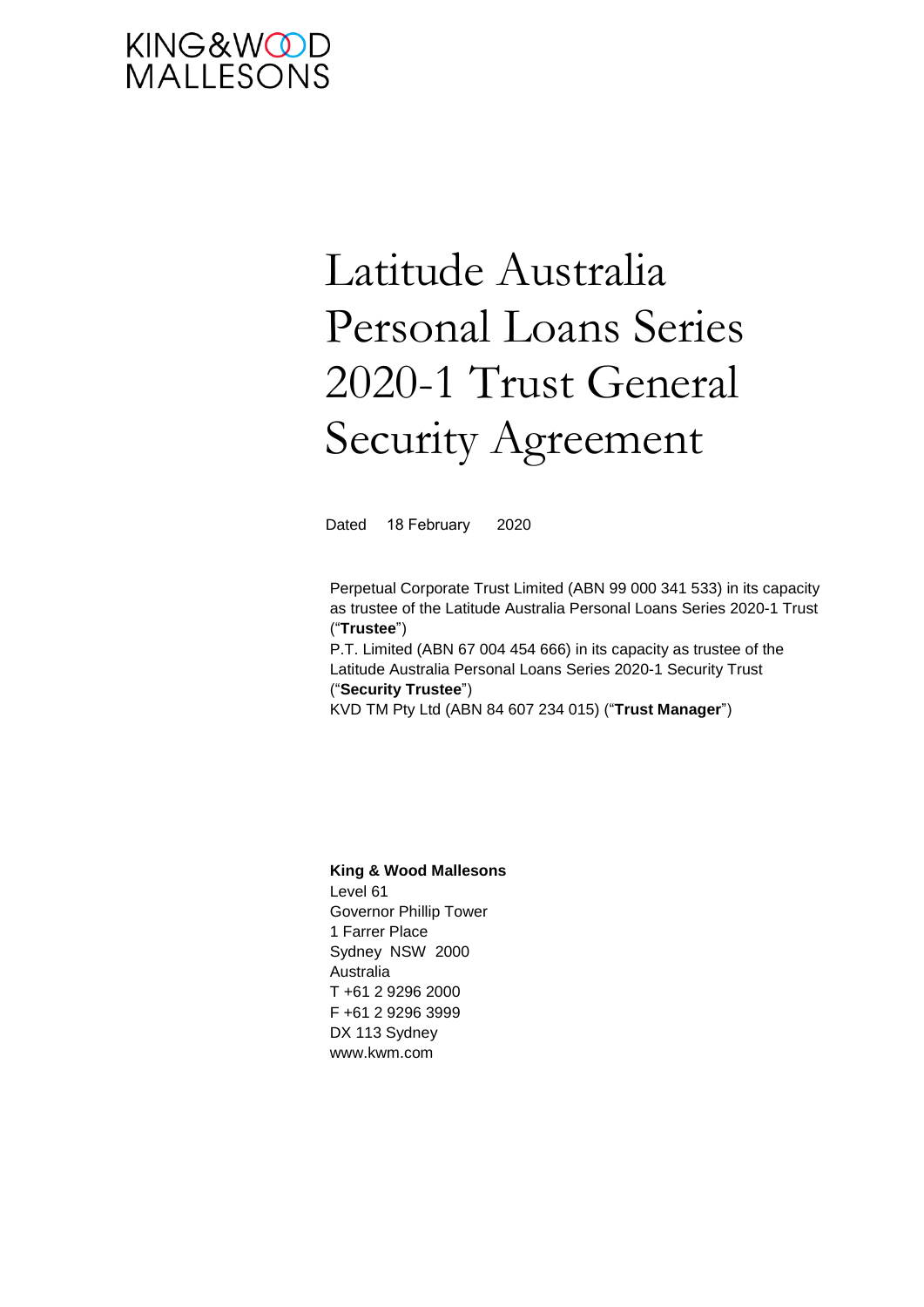KING&WOOD
MALLESONS

# Latitude Australia Personal Loans Series 2020-1 Trust General Security Agreement

Dated 18 February 2020

Perpetual Corporate Trust Limited (ABN 99 000 341 533) in its capacity as trustee of the Latitude Australia Personal Loans Series 2020-1 Trust ("**Trustee**")

P.T. Limited (ABN 67 004 454 666) in its capacity as trustee of the Latitude Australia Personal Loans Series 2020-1 Security Trust ("**Security Trustee**")

KVD TM Pty Ltd (ABN 84 607 234 015) ("**Trust Manager**")

**King & Wood Mallesons**
Level 61
Governor Phillip Tower
1 Farrer Place
Sydney NSW 2000
Australia
T +61 2 9296 2000
F +61 2 9296 3999
DX 113 Sydney
www.kwm.com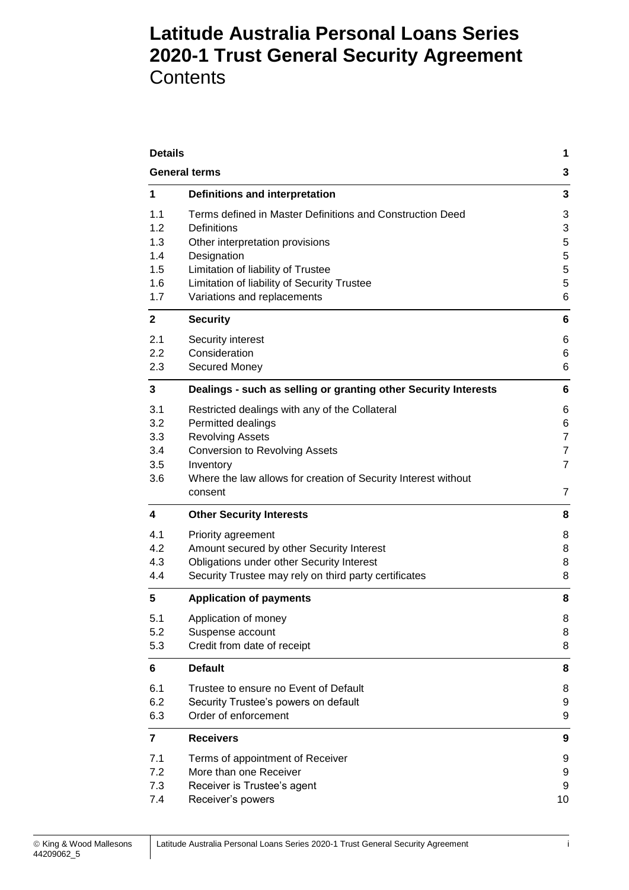# Latitude Australia Personal Loans Series 2020-1 Trust General Security Agreement
Contents

| | | |
|---|---|---|
| **Details** | | **1** |
| **General terms** | | **3** |
| **1** | **Definitions and interpretation** | **3** |
| 1.1 | Terms defined in Master Definitions and Construction Deed | 3 |
| 1.2 | Definitions | 3 |
| 1.3 | Other interpretation provisions | 5 |
| 1.4 | Designation | 5 |
| 1.5 | Limitation of liability of Trustee | 5 |
| 1.6 | Limitation of liability of Security Trustee | 5 |
| 1.7 | Variations and replacements | 6 |
| **2** | **Security** | **6** |
| 2.1 | Security interest | 6 |
| 2.2 | Consideration | 6 |
| 2.3 | Secured Money | 6 |
| **3** | **Dealings - such as selling or granting other Security Interests** | **6** |
| 3.1 | Restricted dealings with any of the Collateral | 6 |
| 3.2 | Permitted dealings | 6 |
| 3.3 | Revolving Assets | 7 |
| 3.4 | Conversion to Revolving Assets | 7 |
| 3.5 | Inventory | 7 |
| 3.6 | Where the law allows for creation of Security Interest without consent | 7 |
| **4** | **Other Security Interests** | **8** |
| 4.1 | Priority agreement | 8 |
| 4.2 | Amount secured by other Security Interest | 8 |
| 4.3 | Obligations under other Security Interest | 8 |
| 4.4 | Security Trustee may rely on third party certificates | 8 |
| **5** | **Application of payments** | **8** |
| 5.1 | Application of money | 8 |
| 5.2 | Suspense account | 8 |
| 5.3 | Credit from date of receipt | 8 |
| **6** | **Default** | **8** |
| 6.1 | Trustee to ensure no Event of Default | 8 |
| 6.2 | Security Trustee's powers on default | 9 |
| 6.3 | Order of enforcement | 9 |
| **7** | **Receivers** | **9** |
| 7.1 | Terms of appointment of Receiver | 9 |
| 7.2 | More than one Receiver | 9 |
| 7.3 | Receiver is Trustee's agent | 9 |
| 7.4 | Receiver's powers | 10 |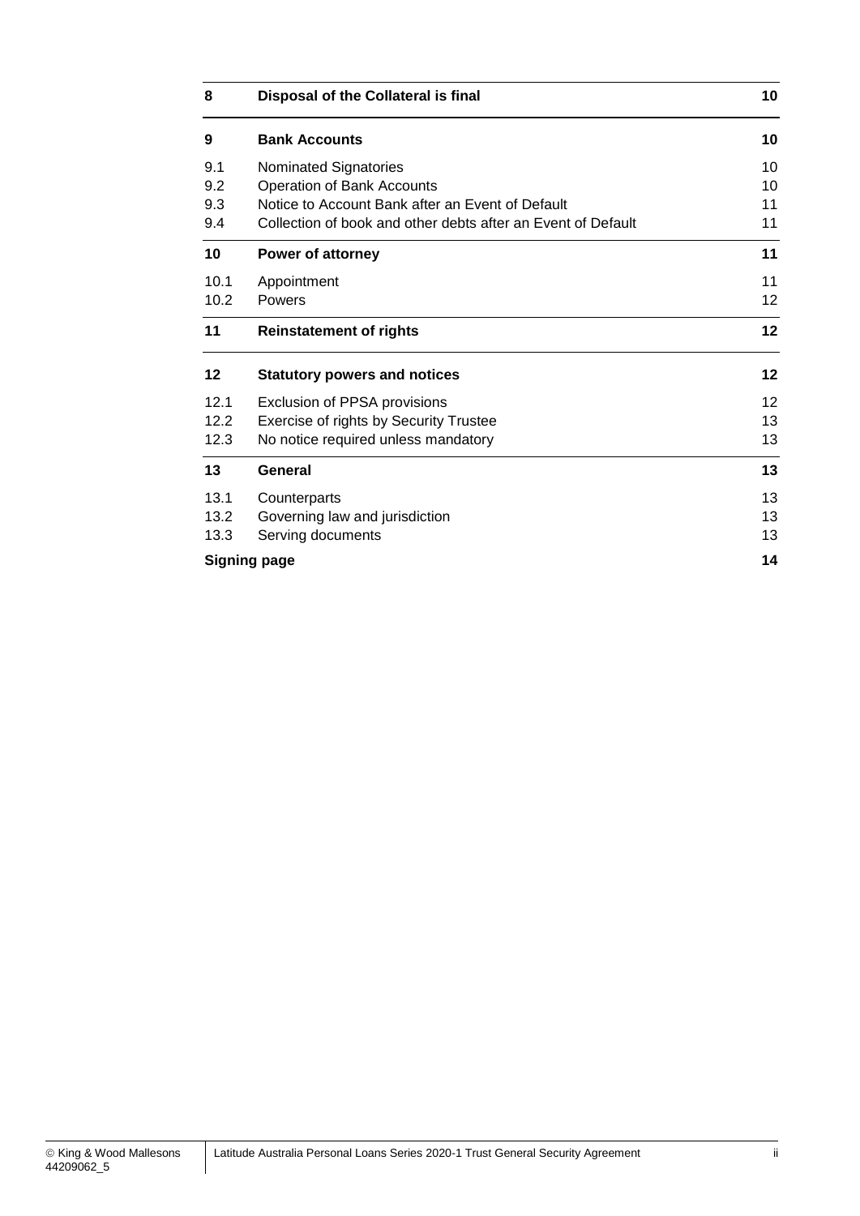| | | |
|---|---|---|
| **8** | **Disposal of the Collateral is final** | **10** |
| **9** | **Bank Accounts** | **10** |
| 9.1 | Nominated Signatories | 10 |
| 9.2 | Operation of Bank Accounts | 10 |
| 9.3 | Notice to Account Bank after an Event of Default | 11 |
| 9.4 | Collection of book and other debts after an Event of Default | 11 |
| **10** | **Power of attorney** | **11** |
| 10.1 | Appointment | 11 |
| 10.2 | Powers | 12 |
| **11** | **Reinstatement of rights** | **12** |
| **12** | **Statutory powers and notices** | **12** |
| 12.1 | Exclusion of PPSA provisions | 12 |
| 12.2 | Exercise of rights by Security Trustee | 13 |
| 12.3 | No notice required unless mandatory | 13 |
| **13** | **General** | **13** |
| 13.1 | Counterparts | 13 |
| 13.2 | Governing law and jurisdiction | 13 |
| 13.3 | Serving documents | 13 |
| **Signing page** | | **14** |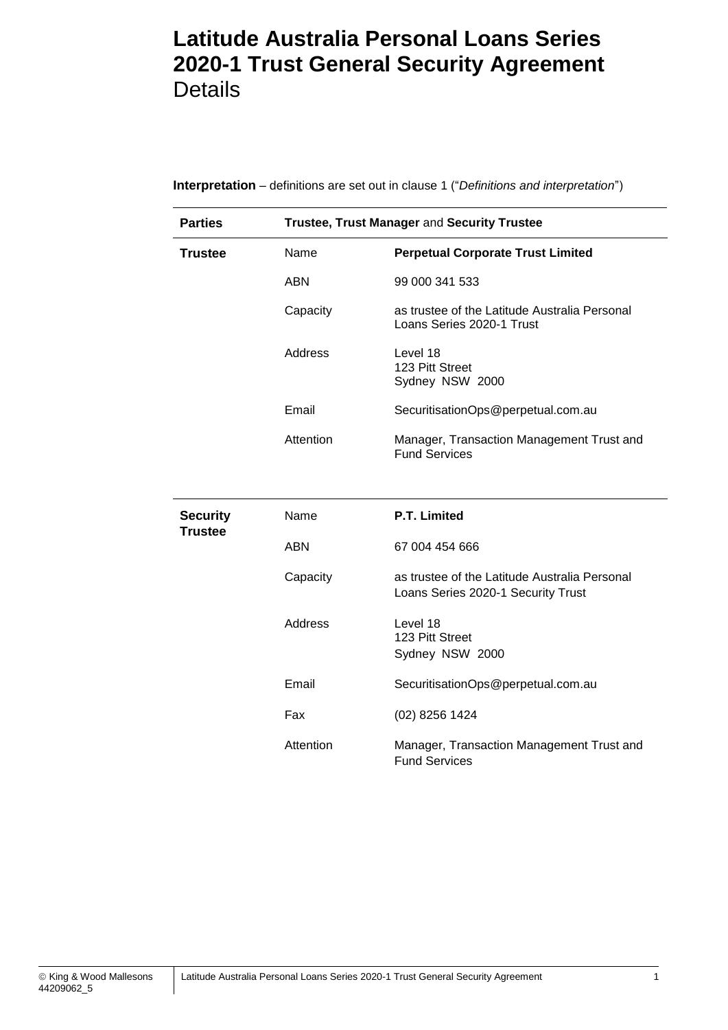# Latitude Australia Personal Loans Series 2020-1 Trust General Security Agreement
Details

**Interpretation** – definitions are set out in clause 1 ("*Definitions and interpretation*")

| **Parties** | **Trustee, Trust Manager** and **Security Trustee** | |
|---|---|---|
| **Trustee** | Name | **Perpetual Corporate Trust Limited** |
| | ABN | 99 000 341 533 |
| | Capacity | as trustee of the Latitude Australia Personal Loans Series 2020-1 Trust |
| | Address | Level 18<br>123 Pitt Street<br>Sydney NSW 2000 |
| | Email | SecuritisationOps@perpetual.com.au |
| | Attention | Manager, Transaction Management Trust and Fund Services |

| **Security Trustee** | Name | **P.T. Limited** |
|---|---|---|
| | ABN | 67 004 454 666 |
| | Capacity | as trustee of the Latitude Australia Personal Loans Series 2020-1 Security Trust |
| | Address | Level 18<br>123 Pitt Street<br>Sydney NSW 2000 |
| | Email | SecuritisationOps@perpetual.com.au |
| | Fax | (02) 8256 1424 |
| | Attention | Manager, Transaction Management Trust and Fund Services |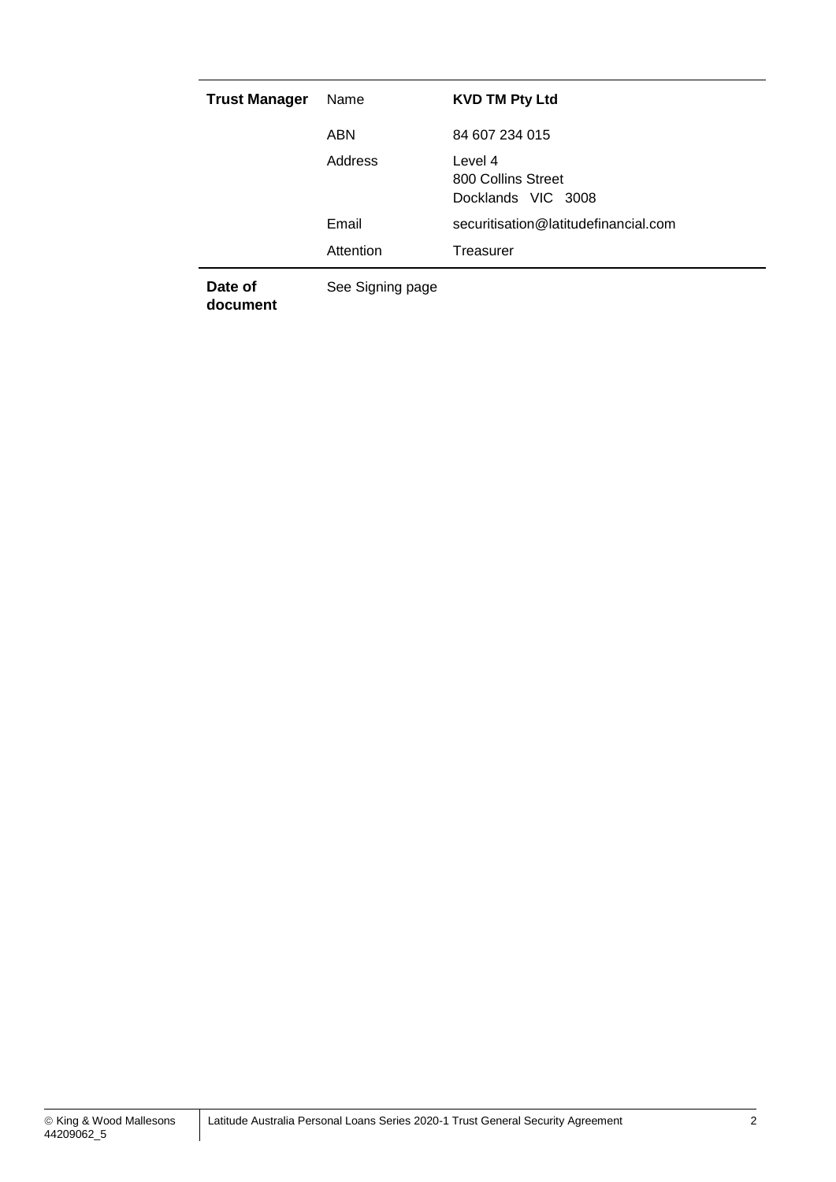| | | |
|---|---|---|
| **Trust Manager** | Name | **KVD TM Pty Ltd** |
| | ABN | 84 607 234 015 |
| | Address | Level 4<br>800 Collins Street<br>Docklands VIC 3008 |
| | Email | securitisation@latitudefinancial.com |
| | Attention | Treasurer |
| **Date of document** | See Signing page | |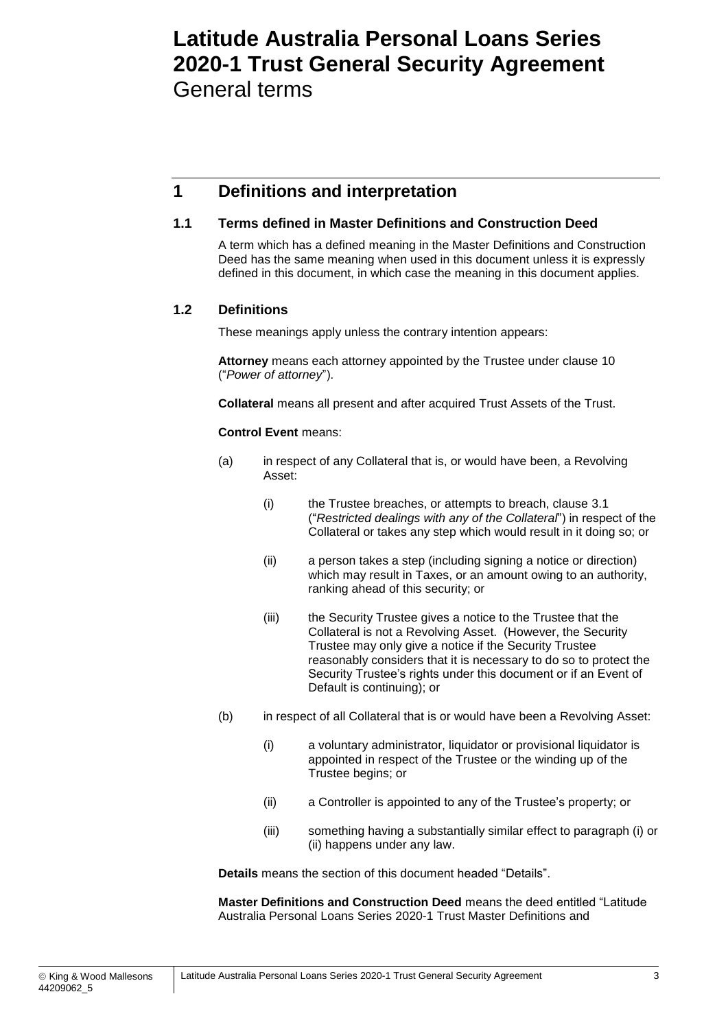# Latitude Australia Personal Loans Series 2020-1 Trust General Security Agreement
General terms

## 1 Definitions and interpretation

### 1.1 Terms defined in Master Definitions and Construction Deed

A term which has a defined meaning in the Master Definitions and Construction Deed has the same meaning when used in this document unless it is expressly defined in this document, in which case the meaning in this document applies.

### 1.2 Definitions

These meanings apply unless the contrary intention appears:

**Attorney** means each attorney appointed by the Trustee under clause 10 ("*Power of attorney*").

**Collateral** means all present and after acquired Trust Assets of the Trust.

**Control Event** means:

(a) in respect of any Collateral that is, or would have been, a Revolving Asset:

  (i) the Trustee breaches, or attempts to breach, clause 3.1 ("*Restricted dealings with any of the Collateral*") in respect of the Collateral or takes any step which would result in it doing so; or

  (ii) a person takes a step (including signing a notice or direction) which may result in Taxes, or an amount owing to an authority, ranking ahead of this security; or

  (iii) the Security Trustee gives a notice to the Trustee that the Collateral is not a Revolving Asset. (However, the Security Trustee may only give a notice if the Security Trustee reasonably considers that it is necessary to do so to protect the Security Trustee's rights under this document or if an Event of Default is continuing); or

(b) in respect of all Collateral that is or would have been a Revolving Asset:

  (i) a voluntary administrator, liquidator or provisional liquidator is appointed in respect of the Trustee or the winding up of the Trustee begins; or

  (ii) a Controller is appointed to any of the Trustee's property; or

  (iii) something having a substantially similar effect to paragraph (i) or (ii) happens under any law.

**Details** means the section of this document headed "Details".

**Master Definitions and Construction Deed** means the deed entitled "Latitude Australia Personal Loans Series 2020-1 Trust Master Definitions and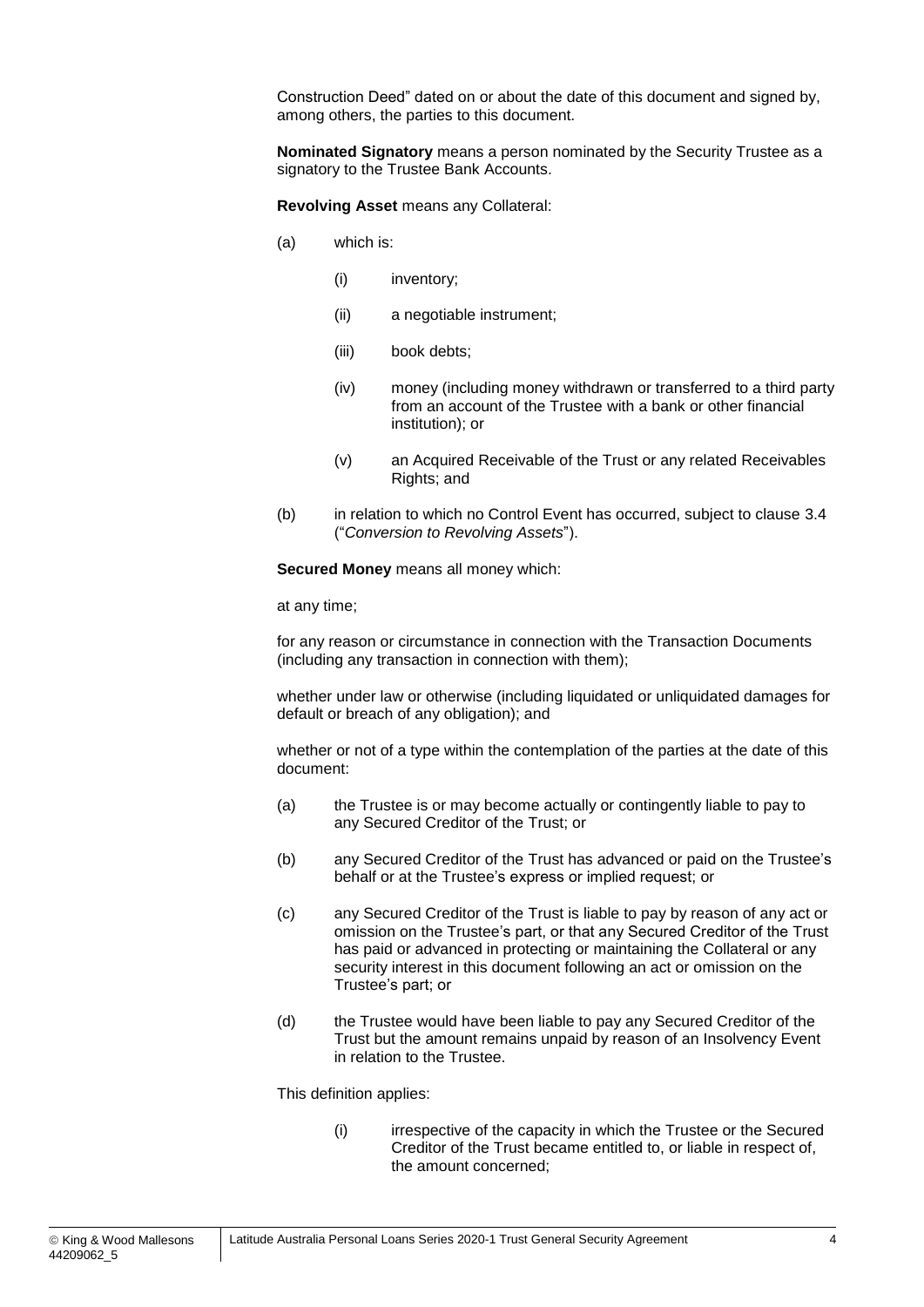Construction Deed" dated on or about the date of this document and signed by, among others, the parties to this document.

**Nominated Signatory** means a person nominated by the Security Trustee as a signatory to the Trustee Bank Accounts.

**Revolving Asset** means any Collateral:

(a) which is:

   (i) inventory;

   (ii) a negotiable instrument;

   (iii) book debts;

   (iv) money (including money withdrawn or transferred to a third party from an account of the Trustee with a bank or other financial institution); or

   (v) an Acquired Receivable of the Trust or any related Receivables Rights; and

(b) in relation to which no Control Event has occurred, subject to clause 3.4 ("*Conversion to Revolving Assets*").

**Secured Money** means all money which:

at any time;

for any reason or circumstance in connection with the Transaction Documents (including any transaction in connection with them);

whether under law or otherwise (including liquidated or unliquidated damages for default or breach of any obligation); and

whether or not of a type within the contemplation of the parties at the date of this document:

(a) the Trustee is or may become actually or contingently liable to pay to any Secured Creditor of the Trust; or

(b) any Secured Creditor of the Trust has advanced or paid on the Trustee's behalf or at the Trustee's express or implied request; or

(c) any Secured Creditor of the Trust is liable to pay by reason of any act or omission on the Trustee's part, or that any Secured Creditor of the Trust has paid or advanced in protecting or maintaining the Collateral or any security interest in this document following an act or omission on the Trustee's part; or

(d) the Trustee would have been liable to pay any Secured Creditor of the Trust but the amount remains unpaid by reason of an Insolvency Event in relation to the Trustee.

This definition applies:

   (i) irrespective of the capacity in which the Trustee or the Secured Creditor of the Trust became entitled to, or liable in respect of, the amount concerned;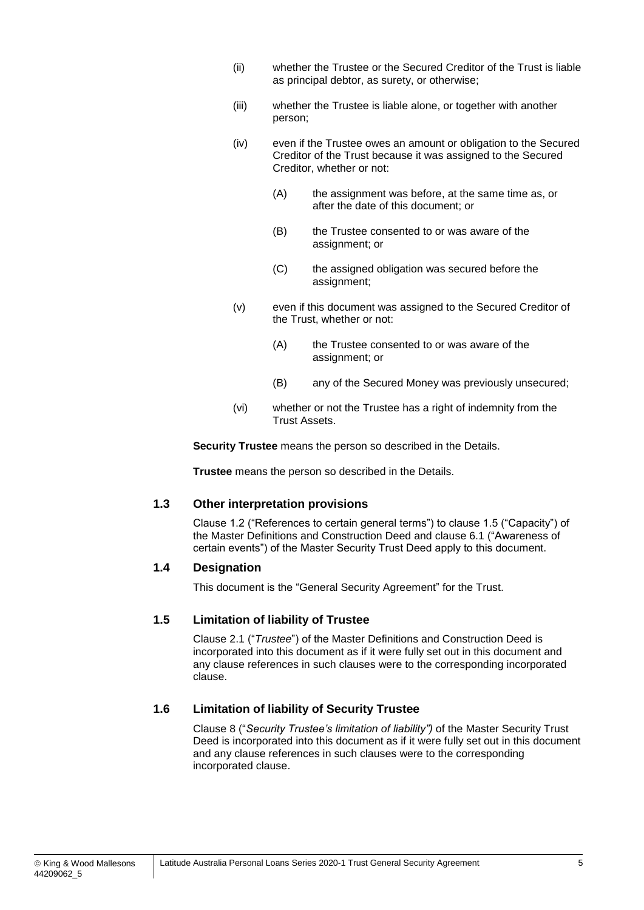(ii) whether the Trustee or the Secured Creditor of the Trust is liable as principal debtor, as surety, or otherwise;

(iii) whether the Trustee is liable alone, or together with another person;

(iv) even if the Trustee owes an amount or obligation to the Secured Creditor of the Trust because it was assigned to the Secured Creditor, whether or not:

(A) the assignment was before, at the same time as, or after the date of this document; or

(B) the Trustee consented to or was aware of the assignment; or

(C) the assigned obligation was secured before the assignment;

(v) even if this document was assigned to the Secured Creditor of the Trust, whether or not:

(A) the Trustee consented to or was aware of the assignment; or

(B) any of the Secured Money was previously unsecured;

(vi) whether or not the Trustee has a right of indemnity from the Trust Assets.

**Security Trustee** means the person so described in the Details.

**Trustee** means the person so described in the Details.

### 1.3 Other interpretation provisions

Clause 1.2 ("References to certain general terms") to clause 1.5 ("Capacity") of the Master Definitions and Construction Deed and clause 6.1 ("Awareness of certain events") of the Master Security Trust Deed apply to this document.

### 1.4 Designation

This document is the "General Security Agreement" for the Trust.

### 1.5 Limitation of liability of Trustee

Clause 2.1 ("*Trustee*") of the Master Definitions and Construction Deed is incorporated into this document as if it were fully set out in this document and any clause references in such clauses were to the corresponding incorporated clause.

### 1.6 Limitation of liability of Security Trustee

Clause 8 ("*Security Trustee's limitation of liability")* of the Master Security Trust Deed is incorporated into this document as if it were fully set out in this document and any clause references in such clauses were to the corresponding incorporated clause.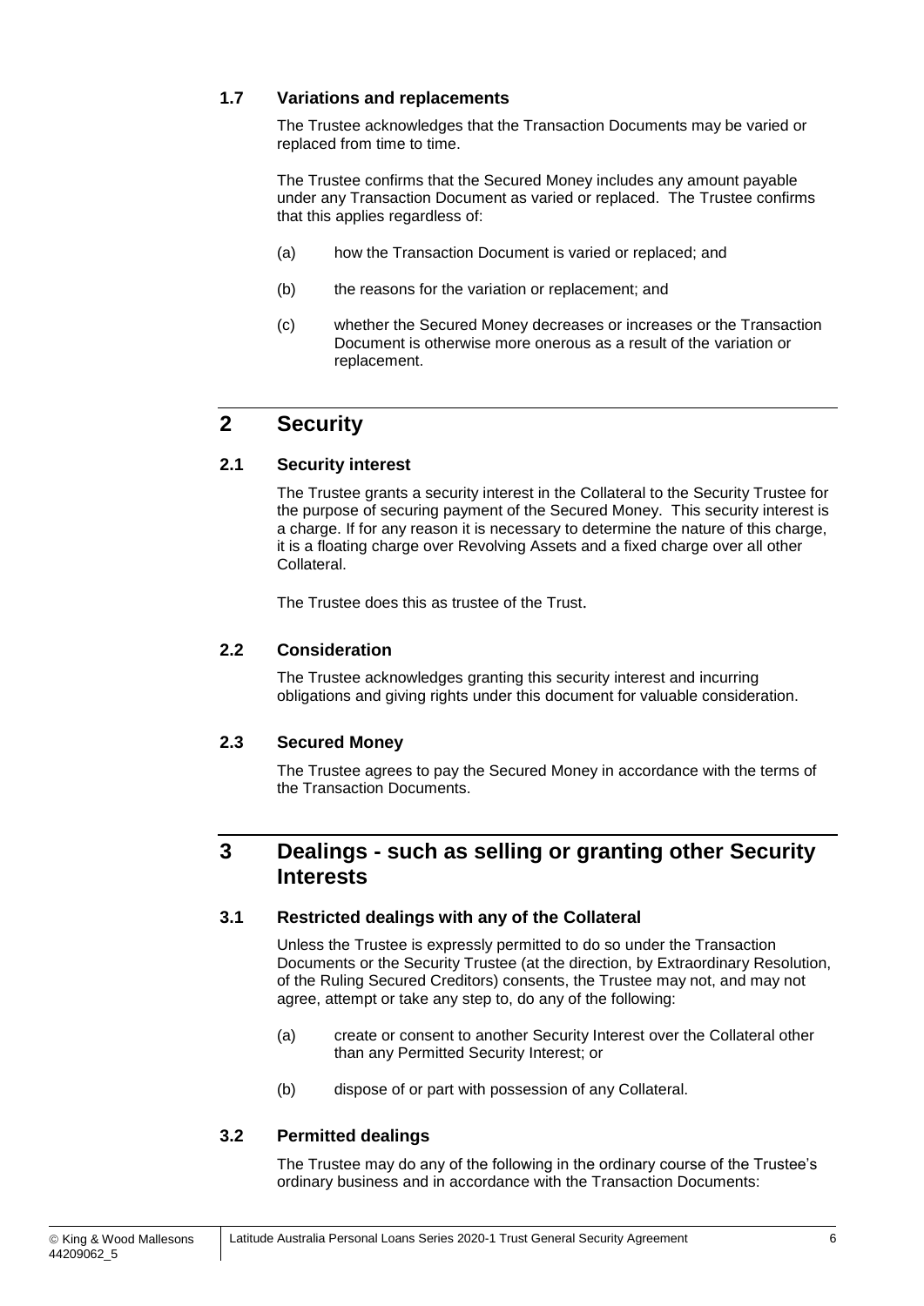### 1.7 Variations and replacements

The Trustee acknowledges that the Transaction Documents may be varied or replaced from time to time.

The Trustee confirms that the Secured Money includes any amount payable under any Transaction Document as varied or replaced. The Trustee confirms that this applies regardless of:

(a) how the Transaction Document is varied or replaced; and

(b) the reasons for the variation or replacement; and

(c) whether the Secured Money decreases or increases or the Transaction Document is otherwise more onerous as a result of the variation or replacement.

## 2 Security

### 2.1 Security interest

The Trustee grants a security interest in the Collateral to the Security Trustee for the purpose of securing payment of the Secured Money. This security interest is a charge. If for any reason it is necessary to determine the nature of this charge, it is a floating charge over Revolving Assets and a fixed charge over all other Collateral.

The Trustee does this as trustee of the Trust.

### 2.2 Consideration

The Trustee acknowledges granting this security interest and incurring obligations and giving rights under this document for valuable consideration.

### 2.3 Secured Money

The Trustee agrees to pay the Secured Money in accordance with the terms of the Transaction Documents.

## 3 Dealings - such as selling or granting other Security Interests

### 3.1 Restricted dealings with any of the Collateral

Unless the Trustee is expressly permitted to do so under the Transaction Documents or the Security Trustee (at the direction, by Extraordinary Resolution, of the Ruling Secured Creditors) consents, the Trustee may not, and may not agree, attempt or take any step to, do any of the following:

(a) create or consent to another Security Interest over the Collateral other than any Permitted Security Interest; or

(b) dispose of or part with possession of any Collateral.

### 3.2 Permitted dealings

The Trustee may do any of the following in the ordinary course of the Trustee's ordinary business and in accordance with the Transaction Documents: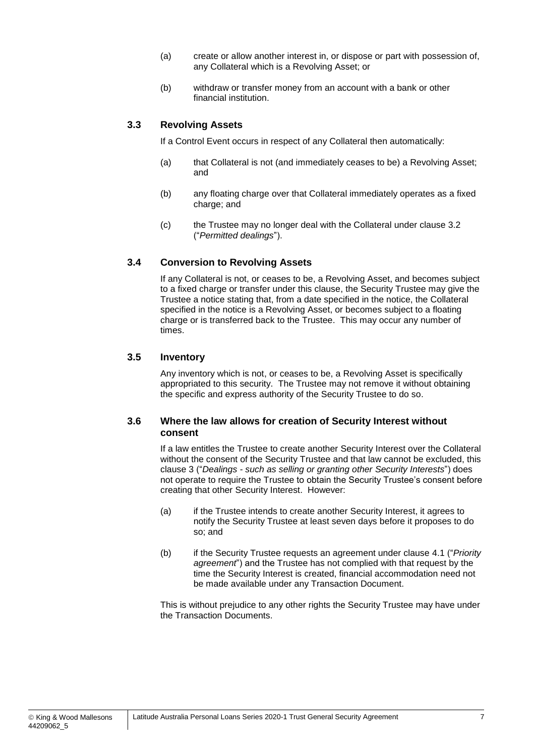(a) create or allow another interest in, or dispose or part with possession of, any Collateral which is a Revolving Asset; or

(b) withdraw or transfer money from an account with a bank or other financial institution.

### 3.3 Revolving Assets

If a Control Event occurs in respect of any Collateral then automatically:

(a) that Collateral is not (and immediately ceases to be) a Revolving Asset; and

(b) any floating charge over that Collateral immediately operates as a fixed charge; and

(c) the Trustee may no longer deal with the Collateral under clause 3.2 ("*Permitted dealings*").

### 3.4 Conversion to Revolving Assets

If any Collateral is not, or ceases to be, a Revolving Asset, and becomes subject to a fixed charge or transfer under this clause, the Security Trustee may give the Trustee a notice stating that, from a date specified in the notice, the Collateral specified in the notice is a Revolving Asset, or becomes subject to a floating charge or is transferred back to the Trustee. This may occur any number of times.

### 3.5 Inventory

Any inventory which is not, or ceases to be, a Revolving Asset is specifically appropriated to this security. The Trustee may not remove it without obtaining the specific and express authority of the Security Trustee to do so.

### 3.6 Where the law allows for creation of Security Interest without consent

If a law entitles the Trustee to create another Security Interest over the Collateral without the consent of the Security Trustee and that law cannot be excluded, this clause 3 ("*Dealings - such as selling or granting other Security Interests*") does not operate to require the Trustee to obtain the Security Trustee's consent before creating that other Security Interest. However:

(a) if the Trustee intends to create another Security Interest, it agrees to notify the Security Trustee at least seven days before it proposes to do so; and

(b) if the Security Trustee requests an agreement under clause 4.1 ("*Priority agreement*") and the Trustee has not complied with that request by the time the Security Interest is created, financial accommodation need not be made available under any Transaction Document.

This is without prejudice to any other rights the Security Trustee may have under the Transaction Documents.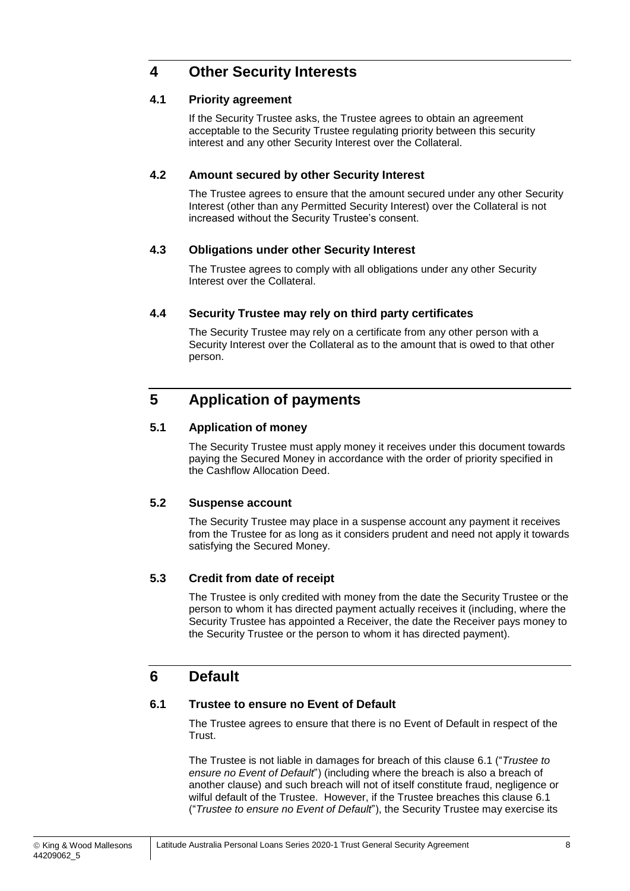# 4 Other Security Interests

## 4.1 Priority agreement

If the Security Trustee asks, the Trustee agrees to obtain an agreement acceptable to the Security Trustee regulating priority between this security interest and any other Security Interest over the Collateral.

## 4.2 Amount secured by other Security Interest

The Trustee agrees to ensure that the amount secured under any other Security Interest (other than any Permitted Security Interest) over the Collateral is not increased without the Security Trustee's consent.

## 4.3 Obligations under other Security Interest

The Trustee agrees to comply with all obligations under any other Security Interest over the Collateral.

## 4.4 Security Trustee may rely on third party certificates

The Security Trustee may rely on a certificate from any other person with a Security Interest over the Collateral as to the amount that is owed to that other person.

# 5 Application of payments

## 5.1 Application of money

The Security Trustee must apply money it receives under this document towards paying the Secured Money in accordance with the order of priority specified in the Cashflow Allocation Deed.

## 5.2 Suspense account

The Security Trustee may place in a suspense account any payment it receives from the Trustee for as long as it considers prudent and need not apply it towards satisfying the Secured Money.

## 5.3 Credit from date of receipt

The Trustee is only credited with money from the date the Security Trustee or the person to whom it has directed payment actually receives it (including, where the Security Trustee has appointed a Receiver, the date the Receiver pays money to the Security Trustee or the person to whom it has directed payment).

# 6 Default

## 6.1 Trustee to ensure no Event of Default

The Trustee agrees to ensure that there is no Event of Default in respect of the Trust.

The Trustee is not liable in damages for breach of this clause 6.1 ("*Trustee to ensure no Event of Default*") (including where the breach is also a breach of another clause) and such breach will not of itself constitute fraud, negligence or wilful default of the Trustee. However, if the Trustee breaches this clause 6.1 ("*Trustee to ensure no Event of Default*"), the Security Trustee may exercise its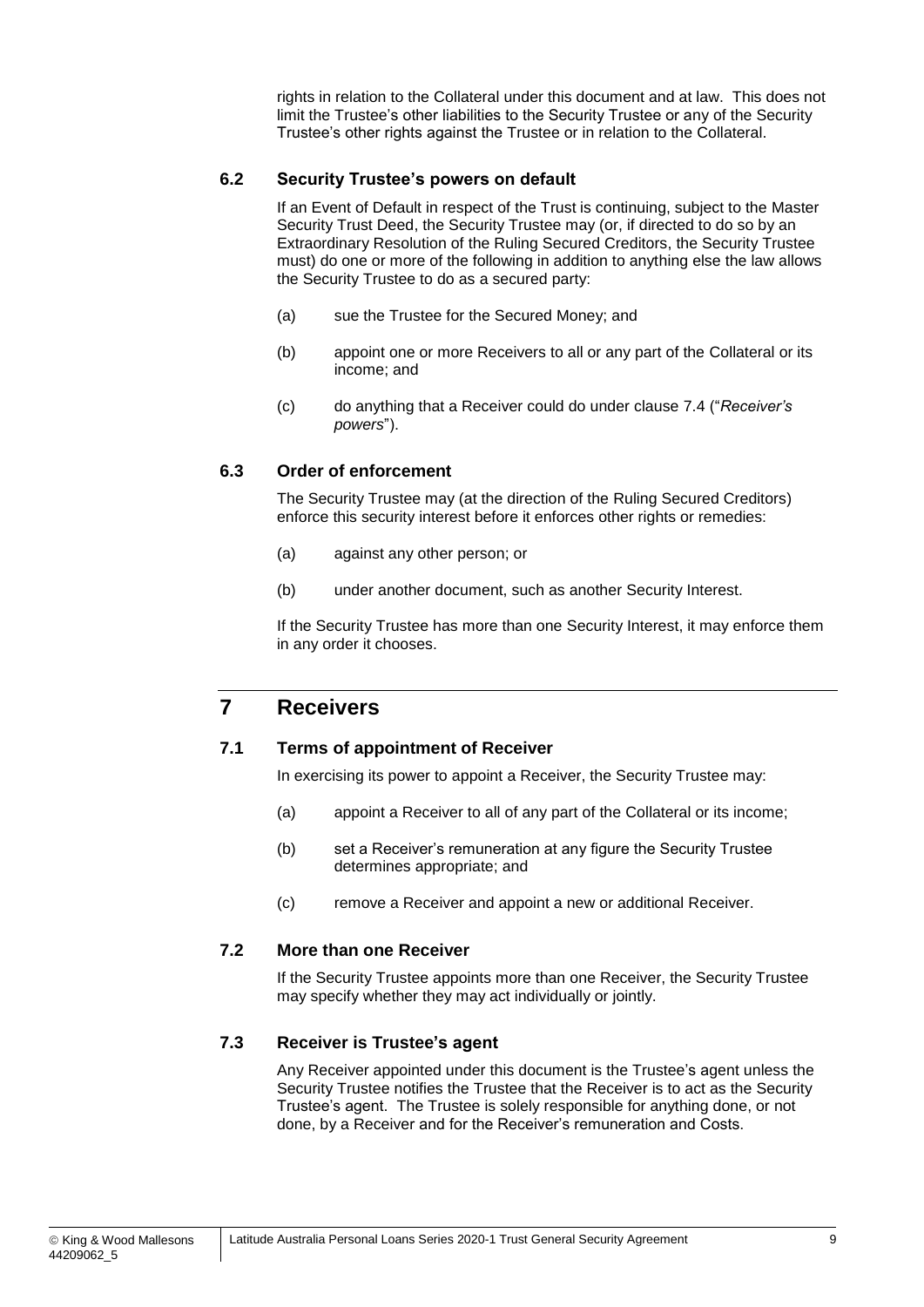rights in relation to the Collateral under this document and at law. This does not limit the Trustee's other liabilities to the Security Trustee or any of the Security Trustee's other rights against the Trustee or in relation to the Collateral.

### 6.2 Security Trustee's powers on default

If an Event of Default in respect of the Trust is continuing, subject to the Master Security Trust Deed, the Security Trustee may (or, if directed to do so by an Extraordinary Resolution of the Ruling Secured Creditors, the Security Trustee must) do one or more of the following in addition to anything else the law allows the Security Trustee to do as a secured party:

(a) sue the Trustee for the Secured Money; and

(b) appoint one or more Receivers to all or any part of the Collateral or its income; and

(c) do anything that a Receiver could do under clause 7.4 ("*Receiver's powers*").

### 6.3 Order of enforcement

The Security Trustee may (at the direction of the Ruling Secured Creditors) enforce this security interest before it enforces other rights or remedies:

(a) against any other person; or

(b) under another document, such as another Security Interest.

If the Security Trustee has more than one Security Interest, it may enforce them in any order it chooses.

## 7 Receivers

### 7.1 Terms of appointment of Receiver

In exercising its power to appoint a Receiver, the Security Trustee may:

(a) appoint a Receiver to all of any part of the Collateral or its income;

(b) set a Receiver's remuneration at any figure the Security Trustee determines appropriate; and

(c) remove a Receiver and appoint a new or additional Receiver.

### 7.2 More than one Receiver

If the Security Trustee appoints more than one Receiver, the Security Trustee may specify whether they may act individually or jointly.

### 7.3 Receiver is Trustee's agent

Any Receiver appointed under this document is the Trustee's agent unless the Security Trustee notifies the Trustee that the Receiver is to act as the Security Trustee's agent. The Trustee is solely responsible for anything done, or not done, by a Receiver and for the Receiver's remuneration and Costs.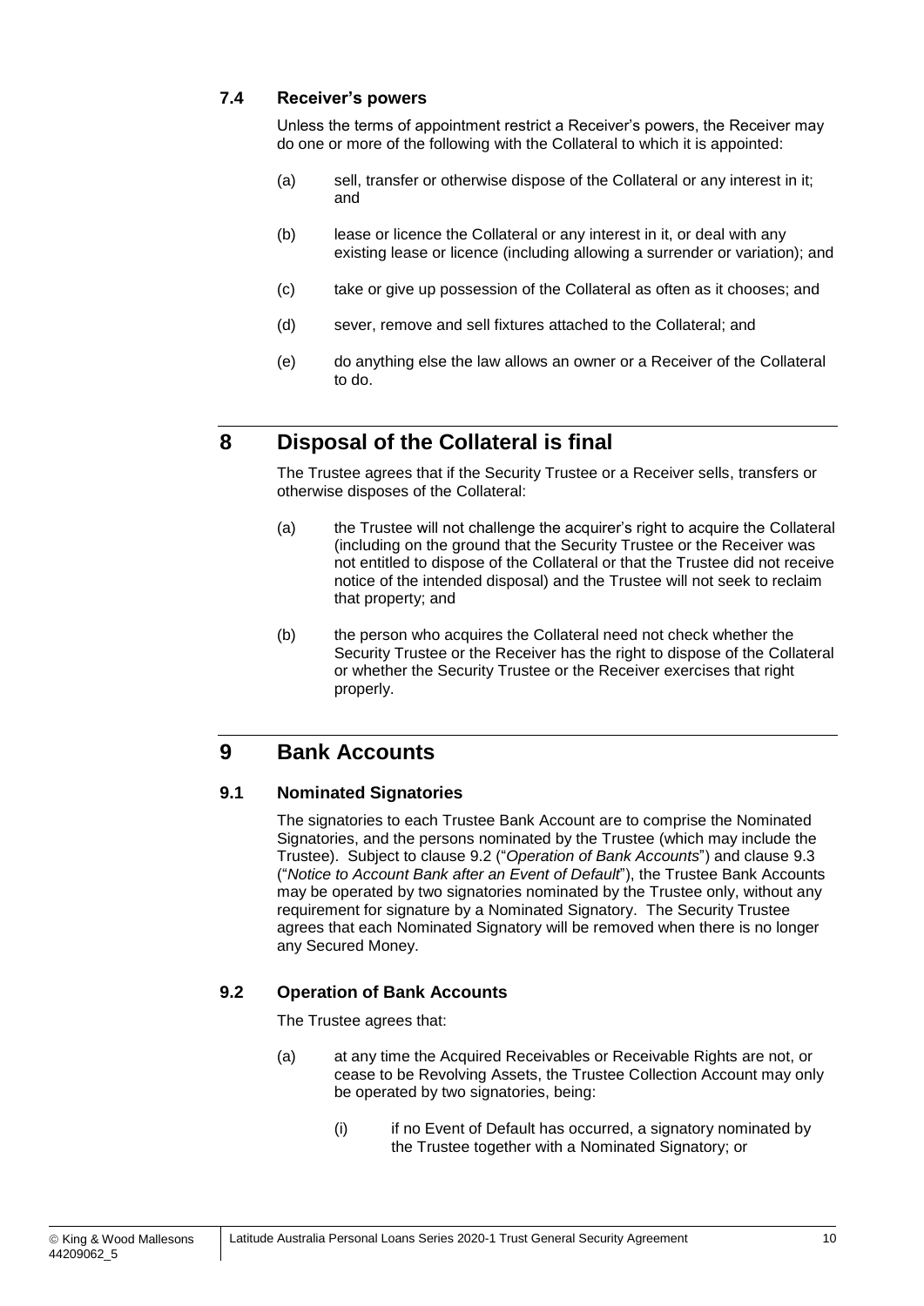### 7.4 Receiver's powers

Unless the terms of appointment restrict a Receiver's powers, the Receiver may do one or more of the following with the Collateral to which it is appointed:

(a) sell, transfer or otherwise dispose of the Collateral or any interest in it; and

(b) lease or licence the Collateral or any interest in it, or deal with any existing lease or licence (including allowing a surrender or variation); and

(c) take or give up possession of the Collateral as often as it chooses; and

(d) sever, remove and sell fixtures attached to the Collateral; and

(e) do anything else the law allows an owner or a Receiver of the Collateral to do.

## 8 Disposal of the Collateral is final

The Trustee agrees that if the Security Trustee or a Receiver sells, transfers or otherwise disposes of the Collateral:

(a) the Trustee will not challenge the acquirer's right to acquire the Collateral (including on the ground that the Security Trustee or the Receiver was not entitled to dispose of the Collateral or that the Trustee did not receive notice of the intended disposal) and the Trustee will not seek to reclaim that property; and

(b) the person who acquires the Collateral need not check whether the Security Trustee or the Receiver has the right to dispose of the Collateral or whether the Security Trustee or the Receiver exercises that right properly.

## 9 Bank Accounts

### 9.1 Nominated Signatories

The signatories to each Trustee Bank Account are to comprise the Nominated Signatories, and the persons nominated by the Trustee (which may include the Trustee). Subject to clause 9.2 ("*Operation of Bank Accounts*") and clause 9.3 ("*Notice to Account Bank after an Event of Default*"), the Trustee Bank Accounts may be operated by two signatories nominated by the Trustee only, without any requirement for signature by a Nominated Signatory. The Security Trustee agrees that each Nominated Signatory will be removed when there is no longer any Secured Money.

### 9.2 Operation of Bank Accounts

The Trustee agrees that:

(a) at any time the Acquired Receivables or Receivable Rights are not, or cease to be Revolving Assets, the Trustee Collection Account may only be operated by two signatories, being:

(i) if no Event of Default has occurred, a signatory nominated by the Trustee together with a Nominated Signatory; or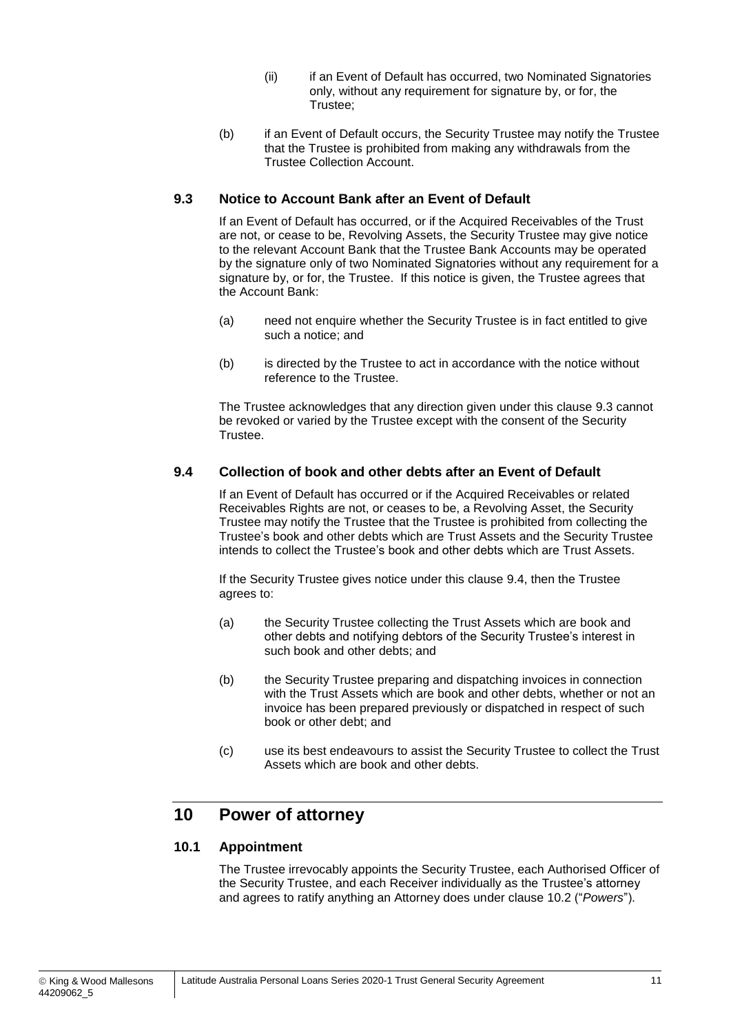(ii) if an Event of Default has occurred, two Nominated Signatories only, without any requirement for signature by, or for, the Trustee;

(b) if an Event of Default occurs, the Security Trustee may notify the Trustee that the Trustee is prohibited from making any withdrawals from the Trustee Collection Account.

### 9.3 Notice to Account Bank after an Event of Default

If an Event of Default has occurred, or if the Acquired Receivables of the Trust are not, or cease to be, Revolving Assets, the Security Trustee may give notice to the relevant Account Bank that the Trustee Bank Accounts may be operated by the signature only of two Nominated Signatories without any requirement for a signature by, or for, the Trustee. If this notice is given, the Trustee agrees that the Account Bank:

(a) need not enquire whether the Security Trustee is in fact entitled to give such a notice; and

(b) is directed by the Trustee to act in accordance with the notice without reference to the Trustee.

The Trustee acknowledges that any direction given under this clause 9.3 cannot be revoked or varied by the Trustee except with the consent of the Security Trustee.

### 9.4 Collection of book and other debts after an Event of Default

If an Event of Default has occurred or if the Acquired Receivables or related Receivables Rights are not, or ceases to be, a Revolving Asset, the Security Trustee may notify the Trustee that the Trustee is prohibited from collecting the Trustee's book and other debts which are Trust Assets and the Security Trustee intends to collect the Trustee's book and other debts which are Trust Assets.

If the Security Trustee gives notice under this clause 9.4, then the Trustee agrees to:

(a) the Security Trustee collecting the Trust Assets which are book and other debts and notifying debtors of the Security Trustee's interest in such book and other debts; and

(b) the Security Trustee preparing and dispatching invoices in connection with the Trust Assets which are book and other debts, whether or not an invoice has been prepared previously or dispatched in respect of such book or other debt; and

(c) use its best endeavours to assist the Security Trustee to collect the Trust Assets which are book and other debts.

## 10 Power of attorney

### 10.1 Appointment

The Trustee irrevocably appoints the Security Trustee, each Authorised Officer of the Security Trustee, and each Receiver individually as the Trustee's attorney and agrees to ratify anything an Attorney does under clause 10.2 ("*Powers*").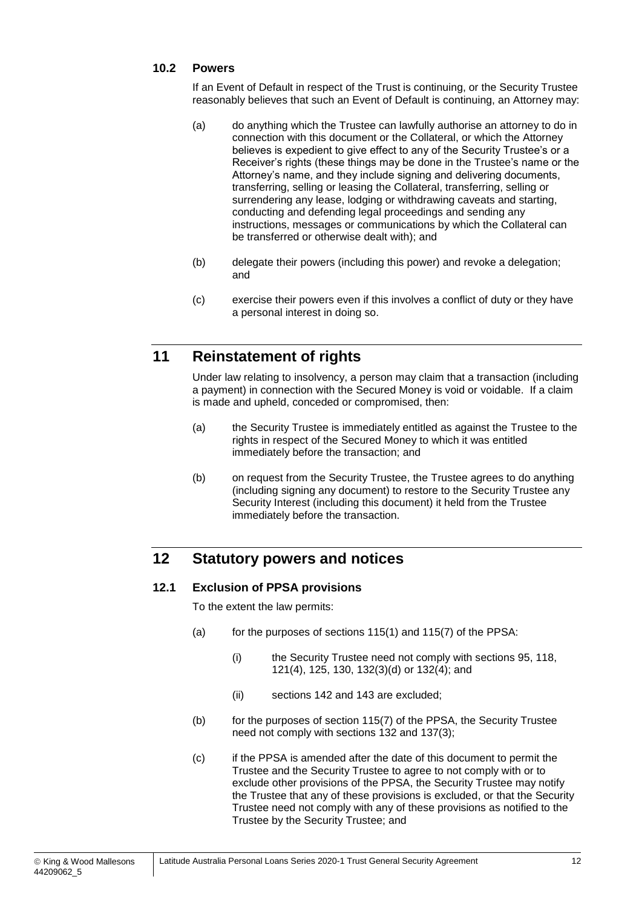### 10.2 Powers

If an Event of Default in respect of the Trust is continuing, or the Security Trustee reasonably believes that such an Event of Default is continuing, an Attorney may:

(a) do anything which the Trustee can lawfully authorise an attorney to do in connection with this document or the Collateral, or which the Attorney believes is expedient to give effect to any of the Security Trustee's or a Receiver's rights (these things may be done in the Trustee's name or the Attorney's name, and they include signing and delivering documents, transferring, selling or leasing the Collateral, transferring, selling or surrendering any lease, lodging or withdrawing caveats and starting, conducting and defending legal proceedings and sending any instructions, messages or communications by which the Collateral can be transferred or otherwise dealt with); and

(b) delegate their powers (including this power) and revoke a delegation; and

(c) exercise their powers even if this involves a conflict of duty or they have a personal interest in doing so.

## 11 Reinstatement of rights

Under law relating to insolvency, a person may claim that a transaction (including a payment) in connection with the Secured Money is void or voidable. If a claim is made and upheld, conceded or compromised, then:

(a) the Security Trustee is immediately entitled as against the Trustee to the rights in respect of the Secured Money to which it was entitled immediately before the transaction; and

(b) on request from the Security Trustee, the Trustee agrees to do anything (including signing any document) to restore to the Security Trustee any Security Interest (including this document) it held from the Trustee immediately before the transaction.

## 12 Statutory powers and notices

### 12.1 Exclusion of PPSA provisions

To the extent the law permits:

(a) for the purposes of sections 115(1) and 115(7) of the PPSA:

  (i) the Security Trustee need not comply with sections 95, 118, 121(4), 125, 130, 132(3)(d) or 132(4); and

  (ii) sections 142 and 143 are excluded;

(b) for the purposes of section 115(7) of the PPSA, the Security Trustee need not comply with sections 132 and 137(3);

(c) if the PPSA is amended after the date of this document to permit the Trustee and the Security Trustee to agree to not comply with or to exclude other provisions of the PPSA, the Security Trustee may notify the Trustee that any of these provisions is excluded, or that the Security Trustee need not comply with any of these provisions as notified to the Trustee by the Security Trustee; and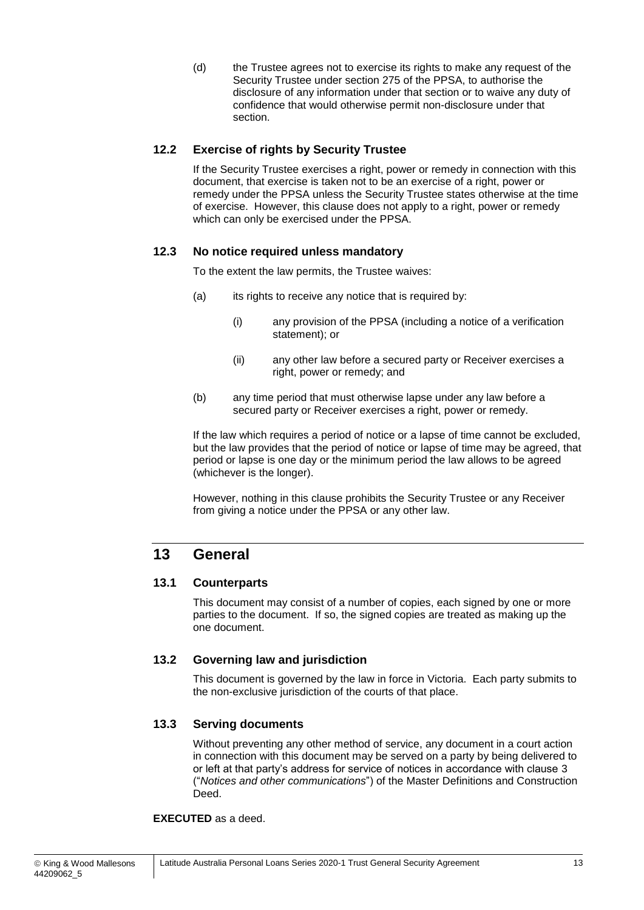(d) the Trustee agrees not to exercise its rights to make any request of the Security Trustee under section 275 of the PPSA, to authorise the disclosure of any information under that section or to waive any duty of confidence that would otherwise permit non-disclosure under that section.

### 12.2 Exercise of rights by Security Trustee

If the Security Trustee exercises a right, power or remedy in connection with this document, that exercise is taken not to be an exercise of a right, power or remedy under the PPSA unless the Security Trustee states otherwise at the time of exercise. However, this clause does not apply to a right, power or remedy which can only be exercised under the PPSA.

### 12.3 No notice required unless mandatory

To the extent the law permits, the Trustee waives:

(a) its rights to receive any notice that is required by:

(i) any provision of the PPSA (including a notice of a verification statement); or

(ii) any other law before a secured party or Receiver exercises a right, power or remedy; and

(b) any time period that must otherwise lapse under any law before a secured party or Receiver exercises a right, power or remedy.

If the law which requires a period of notice or a lapse of time cannot be excluded, but the law provides that the period of notice or lapse of time may be agreed, that period or lapse is one day or the minimum period the law allows to be agreed (whichever is the longer).

However, nothing in this clause prohibits the Security Trustee or any Receiver from giving a notice under the PPSA or any other law.

## 13 General

### 13.1 Counterparts

This document may consist of a number of copies, each signed by one or more parties to the document. If so, the signed copies are treated as making up the one document.

### 13.2 Governing law and jurisdiction

This document is governed by the law in force in Victoria. Each party submits to the non-exclusive jurisdiction of the courts of that place.

### 13.3 Serving documents

Without preventing any other method of service, any document in a court action in connection with this document may be served on a party by being delivered to or left at that party's address for service of notices in accordance with clause 3 ("*Notices and other communications*") of the Master Definitions and Construction Deed.

**EXECUTED** as a deed.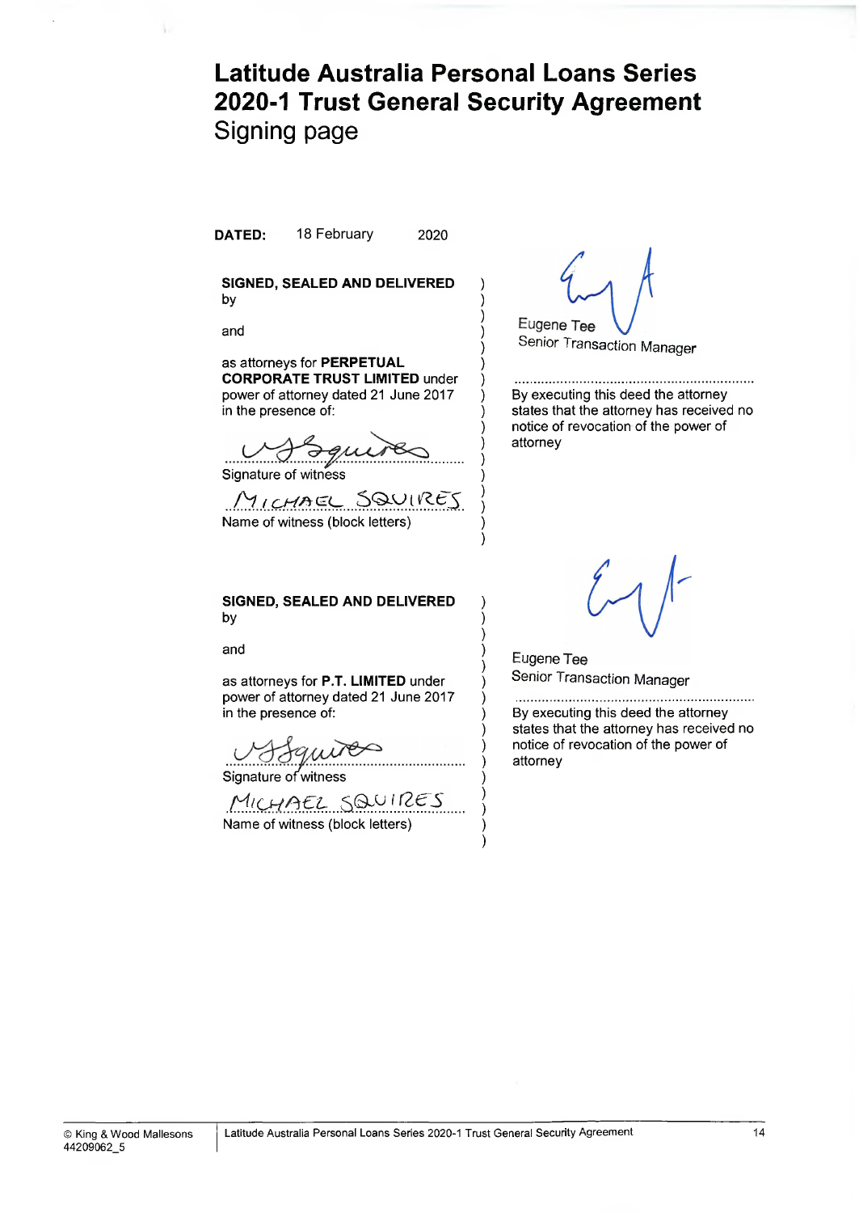# Latitude Australia Personal Loans Series 2020-1 Trust General Security Agreement

Signing page

**DATED:** 18 February 2020

**SIGNED, SEALED AND DELIVERED** by

and

as attorneys for **PERPETUAL CORPORATE TRUST LIMITED** under power of attorney dated 21 June 2017 in the presence of:

Signature of witness

MICHAEL SQUIRES

Name of witness (block letters)

Eugene Tee
Senior Transaction Manager

By executing this deed the attorney states that the attorney has received no notice of revocation of the power of attorney

**SIGNED, SEALED AND DELIVERED** by

and

as attorneys for **P.T. LIMITED** under power of attorney dated 21 June 2017 in the presence of:

Signature of witness

MICHAEL SQUIRES

Name of witness (block letters)

Eugene Tee
Senior Transaction Manager

By executing this deed the attorney states that the attorney has received no notice of revocation of the power of attorney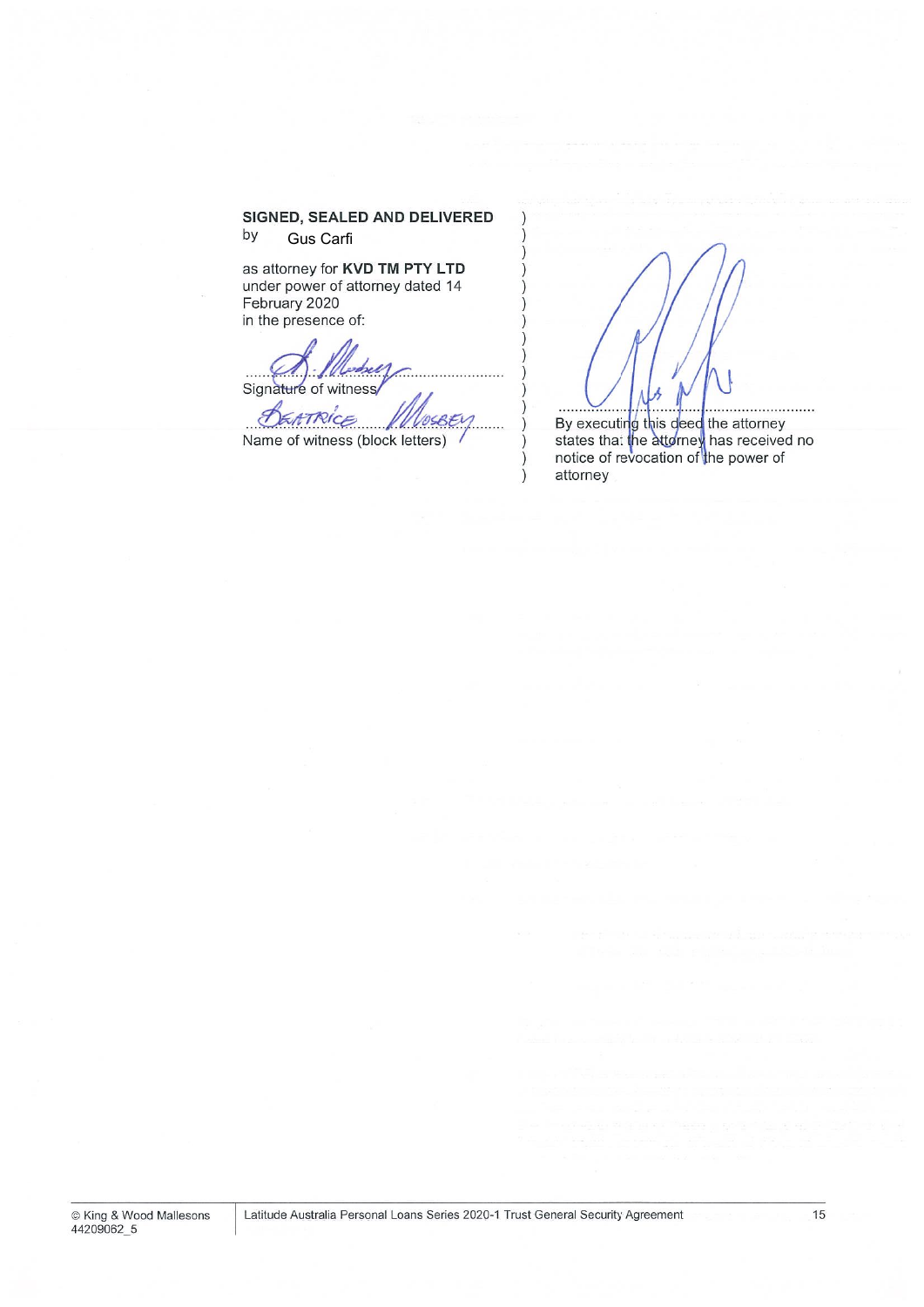| | |
|---|---|
| **SIGNED, SEALED AND DELIVERED** by Gus Carfi<br><br>as attorney for **KVD TM PTY LTD** under power of attorney dated 14 February 2020 in the presence of:<br><br>..........................................<br>Signature of witness<br><br>BEATRICE MOSBEY<br>..........................................<br>Name of witness (block letters) | ..........................................<br>By executing this deed the attorney states that the attorney has received no notice of revocation of the power of attorney |